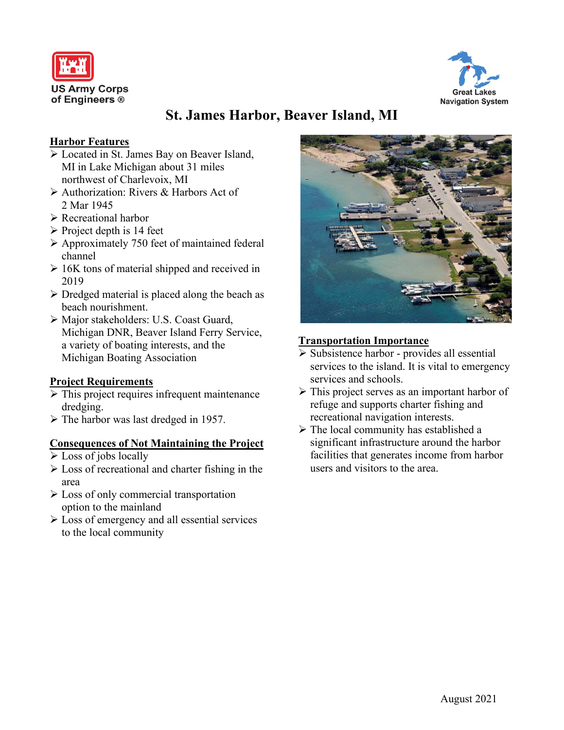US Army Corps of Engineers ®

Great Lakes Navigation System

# St. James Harbor, Beaver Island, MI

## Harbor Features

- Located in St. James Bay on Beaver Island, MI in Lake Michigan about 31 miles northwest of Charlevoix, MI
- Authorization: Rivers & Harbors Act of 2 Mar 1945
- Recreational harbor
- Project depth is 14 feet
- Approximately 750 feet of maintained federal channel
- 16K tons of material shipped and received in 2019
- Dredged material is placed along the beach as beach nourishment.
- Major stakeholders: U.S. Coast Guard, Michigan DNR, Beaver Island Ferry Service, a variety of boating interests, and the Michigan Boating Association

## Project Requirements

- This project requires infrequent maintenance dredging.
- The harbor was last dredged in 1957.

## Consequences of Not Maintaining the Project

- Loss of jobs locally
- Loss of recreational and charter fishing in the area
- Loss of only commercial transportation option to the mainland
- Loss of emergency and all essential services to the local community

## Transportation Importance

- Subsistence harbor - provides all essential services to the island. It is vital to emergency services and schools.
- This project serves as an important harbor of refuge and supports charter fishing and recreational navigation interests.
- The local community has established a significant infrastructure around the harbor facilities that generates income from harbor users and visitors to the area.

August 2021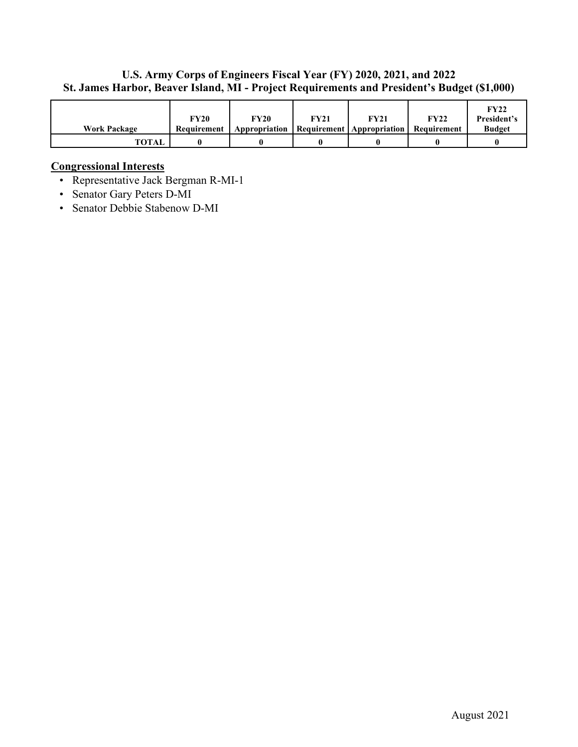### U.S. Army Corps of Engineers Fiscal Year (FY) 2020, 2021, and 2022
### St. James Harbor, Beaver Island, MI - Project Requirements and President's Budget ($1,000)

| Work Package | FY20 Requirement | FY20 Appropriation | FY21 Requirement | FY21 Appropriation | FY22 Requirement | FY22 President's Budget |
|---|---|---|---|---|---|---|
| **TOTAL** | **0** | **0** | **0** | **0** | **0** | **0** |

**Congressional Interests**

- Representative Jack Bergman R-MI-1
- Senator Gary Peters D-MI
- Senator Debbie Stabenow D-MI

August 2021